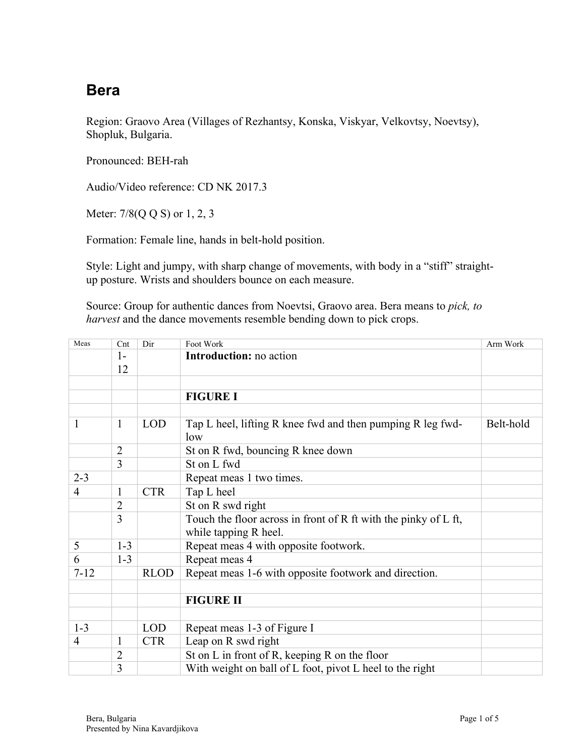# Bera

Region: Graovo Area (Villages of Rezhantsy, Konska, Viskyar, Velkovtsy, Noevtsy), Shopluk, Bulgaria.

Pronounced: BEH-rah

Audio/Video reference: CD NK 2017.3

Meter: 7/8(Q Q S) or 1, 2, 3

Formation: Female line, hands in belt-hold position.

Style: Light and jumpy, with sharp change of movements, with body in a “stiff” straight-up posture. Wrists and shoulders bounce on each measure.

Source: Group for authentic dances from Noevtsi, Graovo area. Bera means to *pick, to harvest* and the dance movements resemble bending down to pick crops.

| Meas | Cnt | Dir | Foot Work | Arm Work |
|---|---|---|---|---|
| | 1-12 | | **Introduction:** no action | |
| | | | | |
| | | | **FIGURE I** | |
| | | | | |
| 1 | 1 | LOD | Tap L heel, lifting R knee fwd and then pumping R leg fwd-low | Belt-hold |
| | 2 | | St on R fwd, bouncing R knee down | |
| | 3 | | St on L fwd | |
| 2-3 | | | Repeat meas 1 two times. | |
| 4 | 1 | CTR | Tap L heel | |
| | 2 | | St on R swd right | |
| | 3 | | Touch the floor across in front of R ft with the pinky of L ft, while tapping R heel. | |
| 5 | 1-3 | | Repeat meas 4 with opposite footwork. | |
| 6 | 1-3 | | Repeat meas 4 | |
| 7-12 | | RLOD | Repeat meas 1-6 with opposite footwork and direction. | |
| | | | | |
| | | | **FIGURE II** | |
| | | | | |
| 1-3 | | LOD | Repeat meas 1-3 of Figure I | |
| 4 | 1 | CTR | Leap on R swd right | |
| | 2 | | St on L in front of R, keeping R on the floor | |
| | 3 | | With weight on ball of L foot, pivot L heel to the right | |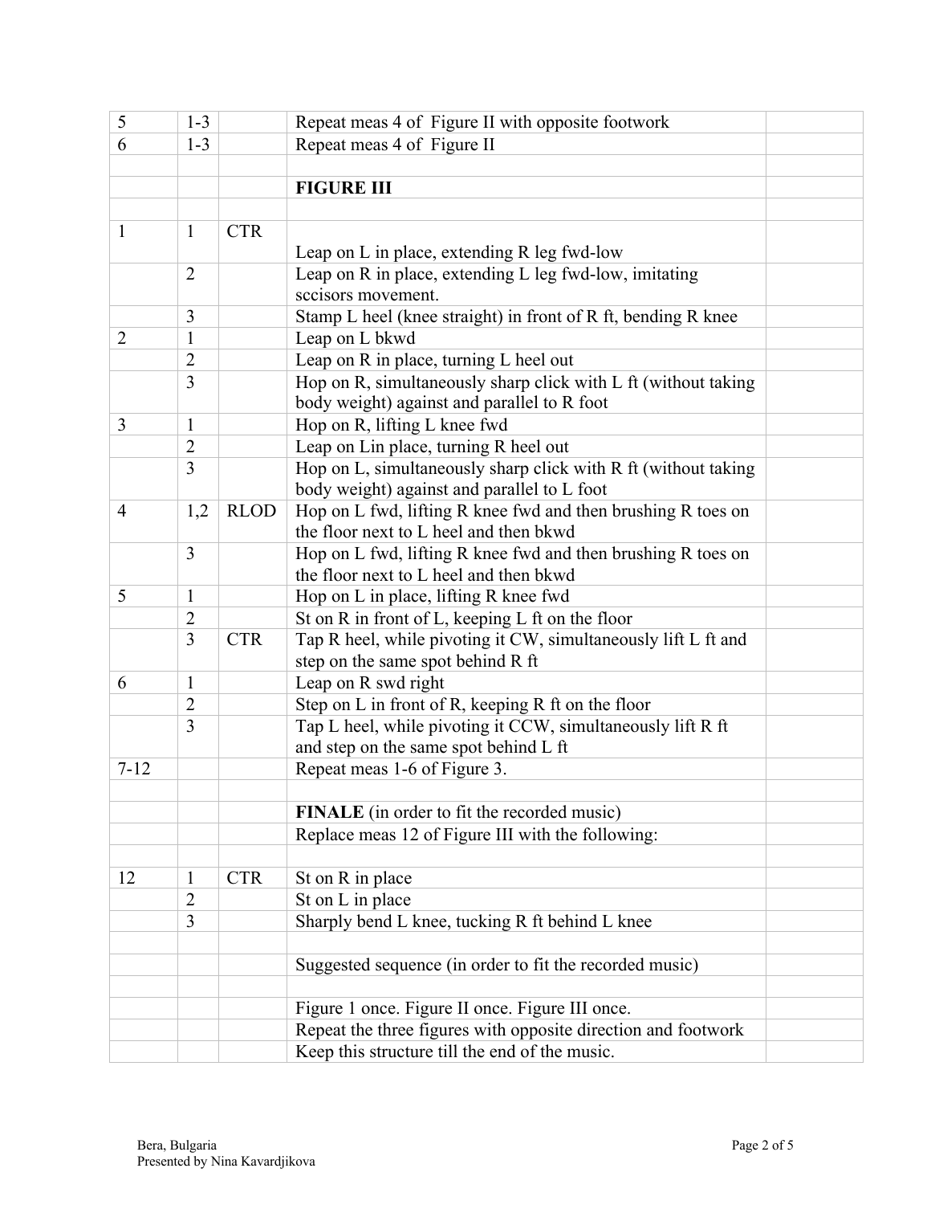| | | | | |
|---|---|---|---|---|
| 5 | 1-3 | | Repeat meas 4 of Figure II with opposite footwork | |
| 6 | 1-3 | | Repeat meas 4 of Figure II | |
| | | | | |
| | | | **FIGURE III** | |
| | | | | |
| 1 | 1 | CTR | Leap on L in place, extending R leg fwd-low | |
| | 2 | | Leap on R in place, extending L leg fwd-low, imitating sccisors movement. | |
| | 3 | | Stamp L heel (knee straight) in front of R ft, bending R knee | |
| 2 | 1 | | Leap on L bkwd | |
| | 2 | | Leap on R in place, turning L heel out | |
| | 3 | | Hop on R, simultaneously sharp click with L ft (without taking body weight) against and parallel to R foot | |
| 3 | 1 | | Hop on R, lifting L knee fwd | |
| | 2 | | Leap on Lin place, turning R heel out | |
| | 3 | | Hop on L, simultaneously sharp click with R ft (without taking body weight) against and parallel to L foot | |
| 4 | 1,2 | RLOD | Hop on L fwd, lifting R knee fwd and then brushing R toes on the floor next to L heel and then bkwd | |
| | 3 | | Hop on L fwd, lifting R knee fwd and then brushing R toes on the floor next to L heel and then bkwd | |
| 5 | 1 | | Hop on L in place, lifting R knee fwd | |
| | 2 | | St on R in front of L, keeping L ft on the floor | |
| | 3 | CTR | Tap R heel, while pivoting it CW, simultaneously lift L ft and step on the same spot behind R ft | |
| 6 | 1 | | Leap on R swd right | |
| | 2 | | Step on L in front of R, keeping R ft on the floor | |
| | 3 | | Tap L heel, while pivoting it CCW, simultaneously lift R ft and step on the same spot behind L ft | |
| 7-12 | | | Repeat meas 1-6 of Figure 3. | |
| | | | | |
| | | | **FINALE** (in order to fit the recorded music) | |
| | | | Replace meas 12 of Figure III with the following: | |
| | | | | |
| 12 | 1 | CTR | St on R in place | |
| | 2 | | St on L in place | |
| | 3 | | Sharply bend L knee, tucking R ft behind L knee | |
| | | | | |
| | | | Suggested sequence (in order to fit the recorded music) | |
| | | | | |
| | | | Figure 1 once. Figure II once. Figure III once. | |
| | | | Repeat the three figures with opposite direction and footwork | |
| | | | Keep this structure till the end of the music. | |

Bera, Bulgaria
Presented by Nina Kavardjikova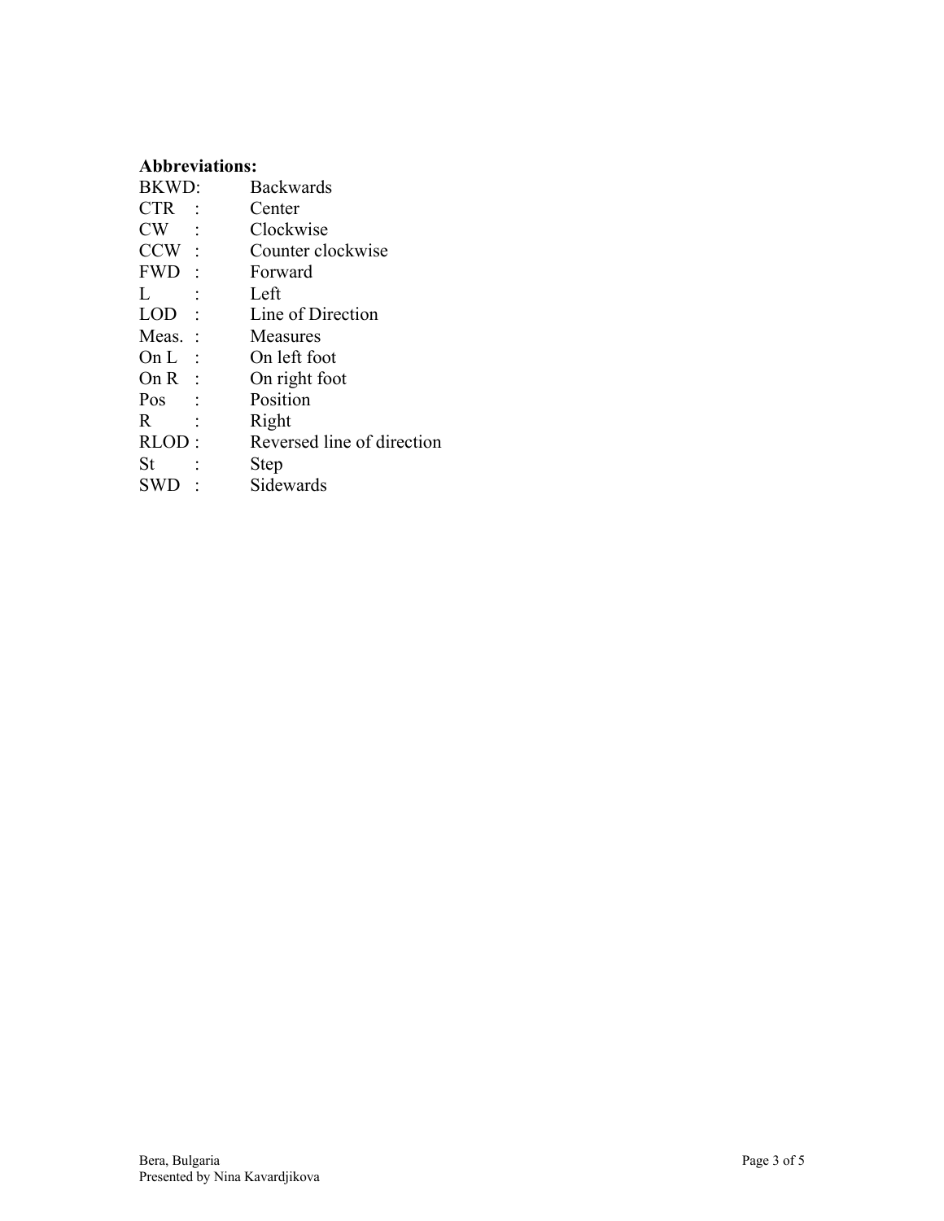**Abbreviations:**

| | |
|---|---|
| BKWD: | Backwards |
| CTR : | Center |
| CW : | Clockwise |
| CCW : | Counter clockwise |
| FWD : | Forward |
| L : | Left |
| LOD : | Line of Direction |
| Meas. : | Measures |
| On L : | On left foot |
| On R : | On right foot |
| Pos : | Position |
| R : | Right |
| RLOD : | Reversed line of direction |
| St : | Step |
| SWD : | Sidewards |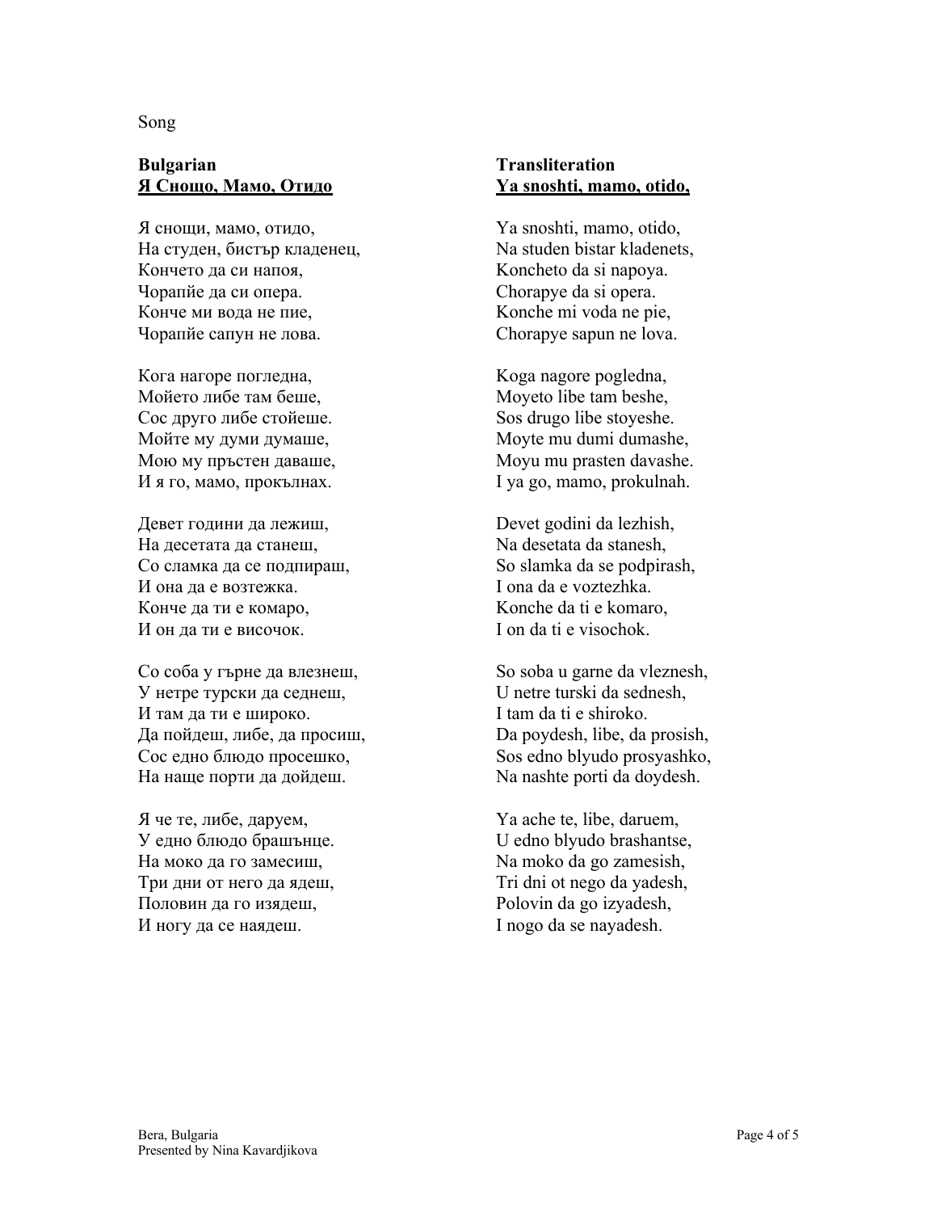Song

**Bulgarian**
**Я Сноще, Мамо, Отидо**

Я снощи, мамо, отидо,
На студен, бистър кладенец,
Working Кончето да си напоя,
Чорапйе да си опера.
Конче ми вода не пие,
Чорапйе сапун не лова.

Кога нагоре погледна,
Мойето либе там беше,
Сос друго либе стойеше.
Мойте му думи думаше,
Мою му пръстен даваше,
И я го, мамо, прокълнах.

Девет години да лежиш,
На десетата да станеш,
Со сламка да се подпираш,
И она да е возтежка.
Конче да ти е комаро,
И он да ти е височок.

Со соба у гърне да влезнеш,
У нетре турски да седнеш,
И там да ти е широко.
Да пойдеш, либе, да просиш,
Сос едно блюдо просешко,
На наще порти да дойдеш.

Я че те, либе, даруем,
У едно блюдо брашънце.
На моко да го замесиш,
Три дни от него да ядеш,
Половин да го изядеш,
И ногу да се наядеш.

**Transliteration**
**Ya snoshti, mamo, otido,**

Ya snoshti, mamo, otido,
Na studen bistar kladenets,
Koncheto da si napoya.
Chorapye da si opera.
Konche mi voda ne pie,
Chorapye sapun ne lova.

Koga nagore pogledna,
Moyeto libe tam beshe,
Sos drugo libe stoyeshe.
Moyte mu dumi dumashe,
Moyu mu prasten davashe.
I ya go, mamo, prokulnah.

Devet godini da lezhish,
Na desetata da stanesh,
So slamka da se podpirash,
I ona da e voztezhka.
Konche da ti e komaro,
I on da ti e visochok.

So soba u garne da vleznesh,
U netre turski da sednesh,
I tam da ti e shiroko.
Da poydesh, libe, da prosish,
Sos edno blyudo prosyashko,
Na nashte porti da doydesh.

Ya ache te, libe, daruem,
U edno blyudo brashantse,
Na moko da go zamesish,
Tri dni ot nego da yadesh,
Polovin da go izyadesh,
I nogo da se nayadesh.

Bera, Bulgaria
Presented by Nina Kavardjikova

Song

**Bulgarian**
**Я Сноще, Мамо, Отидо**

Я снощи, мамо, отидо,
На студен, бистър кладенец,
Кончето да си напоя,
Чорапйе да си опера.
Конче ми вода не пие,
Чорапйе сапун не лова.

Кога нагоре погледна,
Мойето либе там беше,
Сос друго либе стойеше.
Мойте му думи думаше,
Мою му пръстен даваше,
И я го, мамо, прокълнах.

Девет години да лежиш,
На десетата да станеш,
Со сламка да се подпираш,
И она да е возтежка.
Конче да ти е комаро,
И он да ти е височок.

Со соба у гърне да влезнеш,
У нетре турски да седнеш,
И там да ти е широко.
Да пойдеш, либе, да просиш,
Сос едно блюдо просешко,
На наще порти да дойдеш.

Я че те, либе, даруем,
У едно блюдо брашънце.
На моко да го замесиш,
Три дни от него да ядеш,
Половин да го изядеш,
И ногу да се наядеш.

**Transliteration**
**Ya snoshti, mamo, otido,**

Ya snoshti, mamo, otido,
Na studen bistar kladenets,
Koncheto da si napoya.
Chorapye da si opera.
Konche mi voda ne pie,
Chorapye sapun ne lova.

Koga nagore pogledna,
Moyeto libe tam beshe,
Sos drugo libe stoyeshe.
Moyte mu dumi dumashe,
Moyu mu prasten davashe.
I ya go, mamo, prokulnah.

Devet godini da lezhish,
Na desetata da stanesh,
So slamka da se podpirash,
I ona da e voztezhka.
Konche da ti e komaro,
I on da ti e visochok.

So soba u garne da vleznesh,
U netre turski da sednesh,
I tam da ti e shiroko.
Da poydesh, libe, da prosish,
Sos edno blyudo prosyashko,
Na nashte porti da doydesh.

Ya ache te, libe, daruem,
U edno blyudo brashantse,
Na moko da go zamesish,
Tri dni ot nego da yadesh,
Polovin da go izyadesh,
I nogo da se nayadesh.

Bera, Bulgaria
Presented by Nina Kavardjikova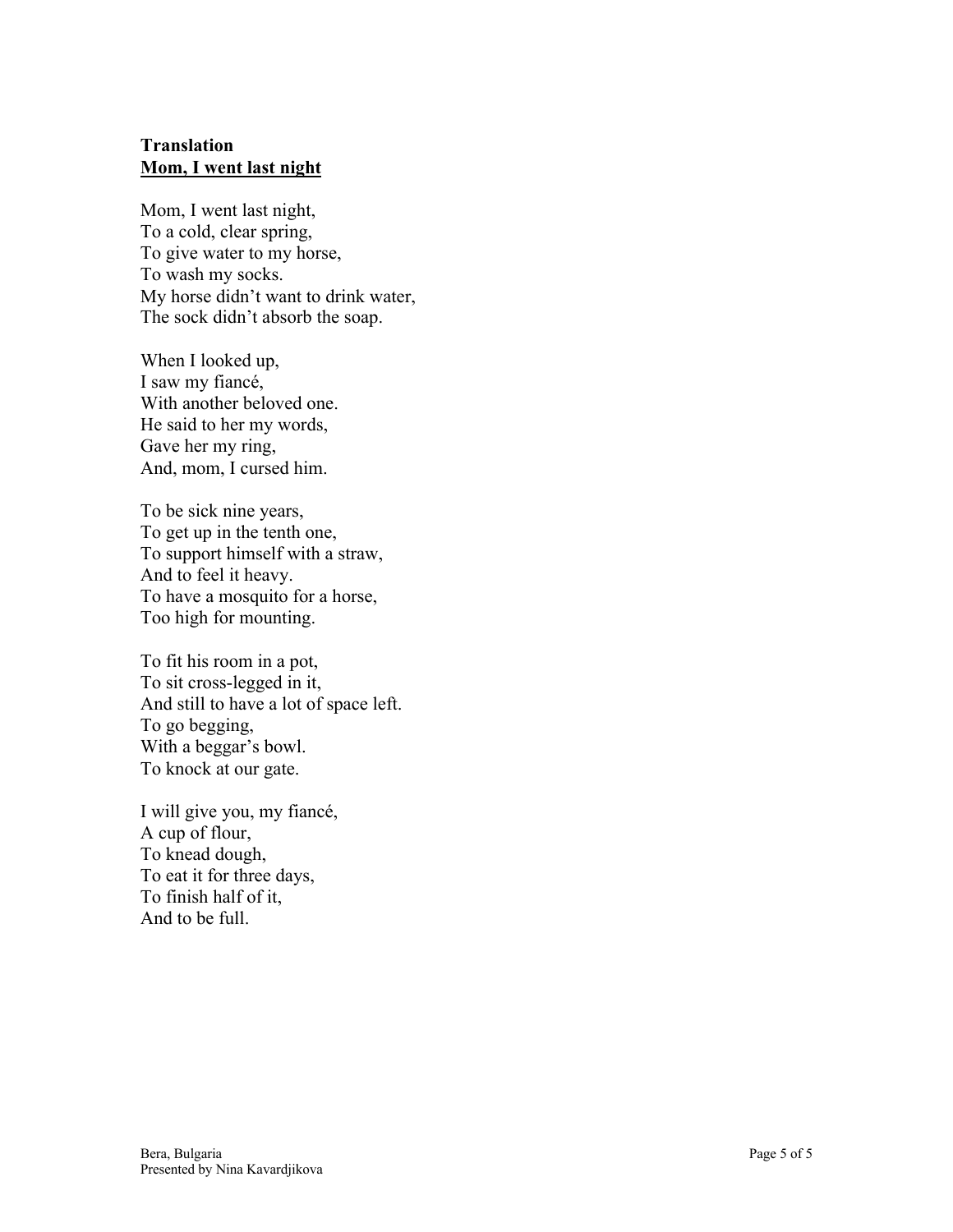**Translation**

**Mom, I went last night**

Mom, I went last night,  
To a cold, clear spring,  
To give water to my horse,  
To wash my socks.  
My horse didn't want to drink water,  
The sock didn't absorb the soap.

When I looked up,  
I saw my fiancé,  
With another beloved one.  
He said to her my words,  
Gave her my ring,  
And, mom, I cursed him.

To be sick nine years,  
To get up in the tenth one,  
To support himself with a straw,  
And to feel it heavy.  
To have a mosquito for a horse,  
Too high for mounting.

To fit his room in a pot,  
To sit cross-legged in it,  
And still to have a lot of space left.  
To go begging,  
With a beggar's bowl.  
To knock at our gate.

I will give you, my fiancé,  
A cup of flour,  
To knead dough,  
To eat it for three days,  
To finish half of it,  
And to be full.